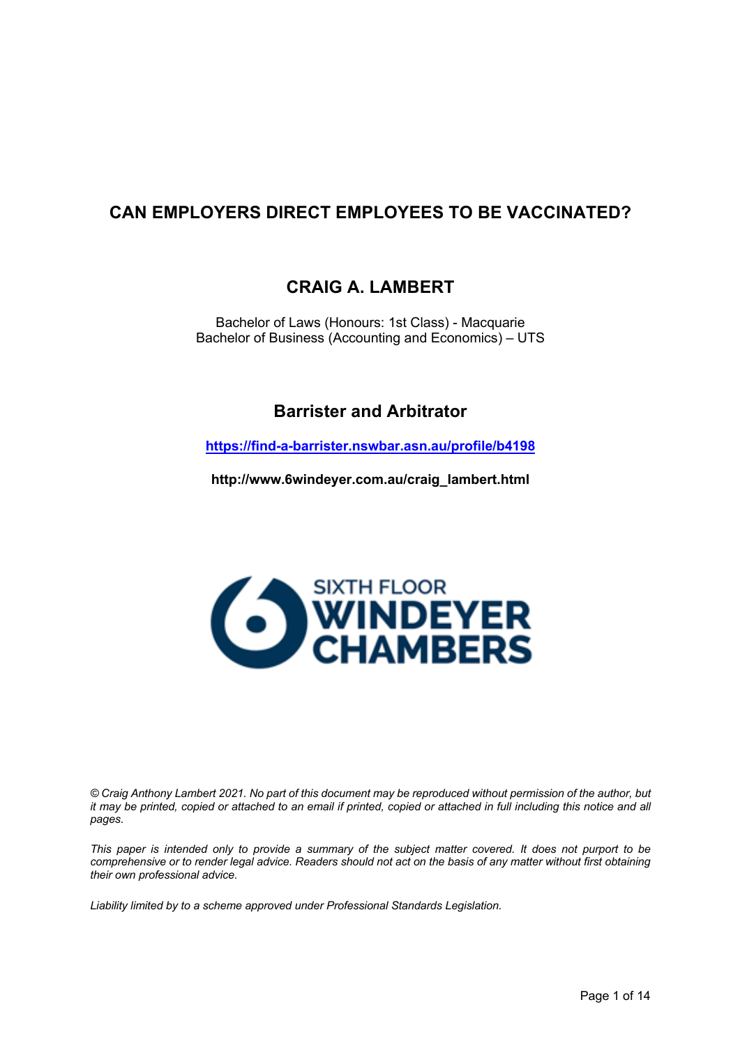# CAN EMPLOYERS DIRECT EMPLOYEES TO BE VACCINATED?

## CRAIG A. LAMBERT

Bachelor of Laws (Honours: 1st Class) - Macquarie
Bachelor of Business (Accounting and Economics) – UTS

## Barrister and Arbitrator

**https://find-a-barrister.nswbar.asn.au/profile/b4198**

**http://www.6windeyer.com.au/craig_lambert.html**

SIXTH FLOOR
WINDEYER
CHAMBERS

*© Craig Anthony Lambert 2021. No part of this document may be reproduced without permission of the author, but it may be printed, copied or attached to an email if printed, copied or attached in full including this notice and all pages.*

*This paper is intended only to provide a summary of the subject matter covered. It does not purport to be comprehensive or to render legal advice. Readers should not act on the basis of any matter without first obtaining their own professional advice.*

*Liability limited by to a scheme approved under Professional Standards Legislation.*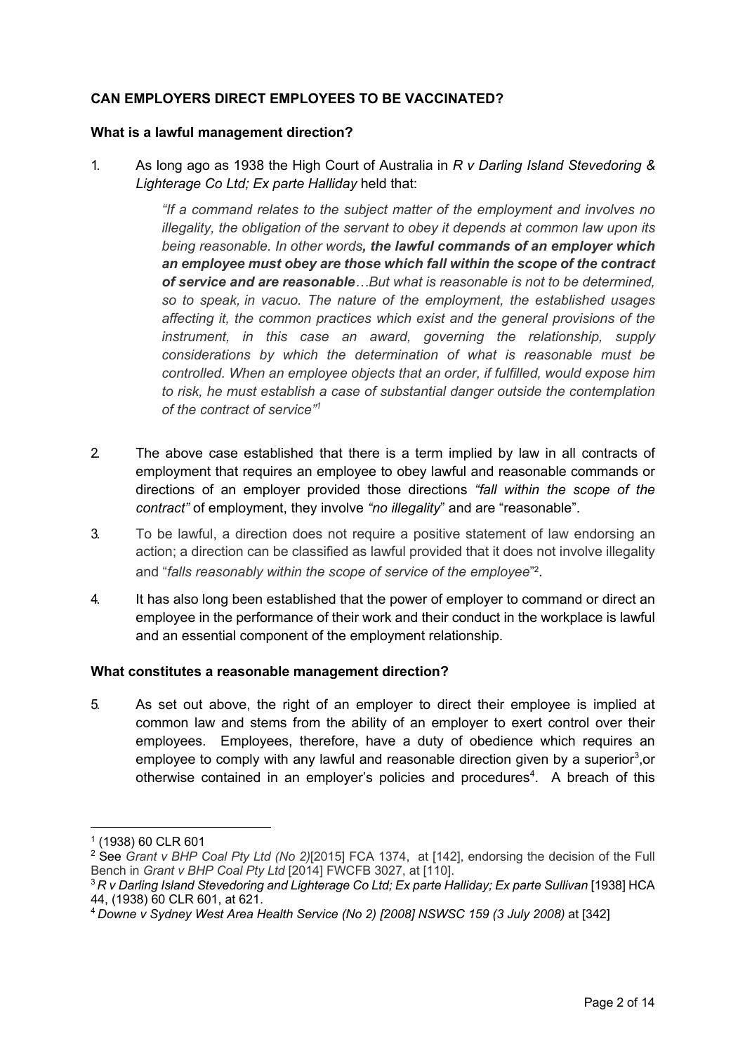**CAN EMPLOYERS DIRECT EMPLOYEES TO BE VACCINATED?**

**What is a lawful management direction?**

1. As long ago as 1938 the High Court of Australia in *R v Darling Island Stevedoring & Lighterage Co Ltd; Ex parte Halliday* held that:

   > *"If a command relates to the subject matter of the employment and involves no illegality, the obligation of the servant to obey it depends at common law upon its being reasonable. In other words**, the lawful commands of an employer which an employee must obey are those which fall within the scope of the contract of service and are reasonable**…But what is reasonable is not to be determined, so to speak, in vacuo. The nature of the employment, the established usages affecting it, the common practices which exist and the general provisions of the instrument, in this case an award, governing the relationship, supply considerations by which the determination of what is reasonable must be controlled. When an employee objects that an order, if fulfilled, would expose him to risk, he must establish a case of substantial danger outside the contemplation of the contract of service"*[1]

2. The above case established that there is a term implied by law in all contracts of employment that requires an employee to obey lawful and reasonable commands or directions of an employer provided those directions *"fall within the scope of the contract"* of employment, they involve *"no illegality*" and are "reasonable".

3. To be lawful, a direction does not require a positive statement of law endorsing an action; a direction can be classified as lawful provided that it does not involve illegality and "*falls reasonably within the scope of service of the employee*"[2].

4. It has also long been established that the power of employer to command or direct an employee in the performance of their work and their conduct in the workplace is lawful and an essential component of the employment relationship.

**What constitutes a reasonable management direction?**

5. As set out above, the right of an employer to direct their employee is implied at common law and stems from the ability of an employer to exert control over their employees. Employees, therefore, have a duty of obedience which requires an employee to comply with any lawful and reasonable direction given by a superior[3],or otherwise contained in an employer's policies and procedures[4]. A breach of this

---

[1] (1938) 60 CLR 601

[2] See *Grant v BHP Coal Pty Ltd (No 2)*[2015] FCA 1374, at [142], endorsing the decision of the Full Bench in *Grant v BHP Coal Pty Ltd* [2014] FWCFB 3027, at [110].

[3] *R v Darling Island Stevedoring and Lighterage Co Ltd; Ex parte Halliday; Ex parte Sullivan* [1938] HCA 44, (1938) 60 CLR 601, at 621.

[4] *Downe v Sydney West Area Health Service (No 2) [2008] NSWSC 159 (3 July 2008)* at [342]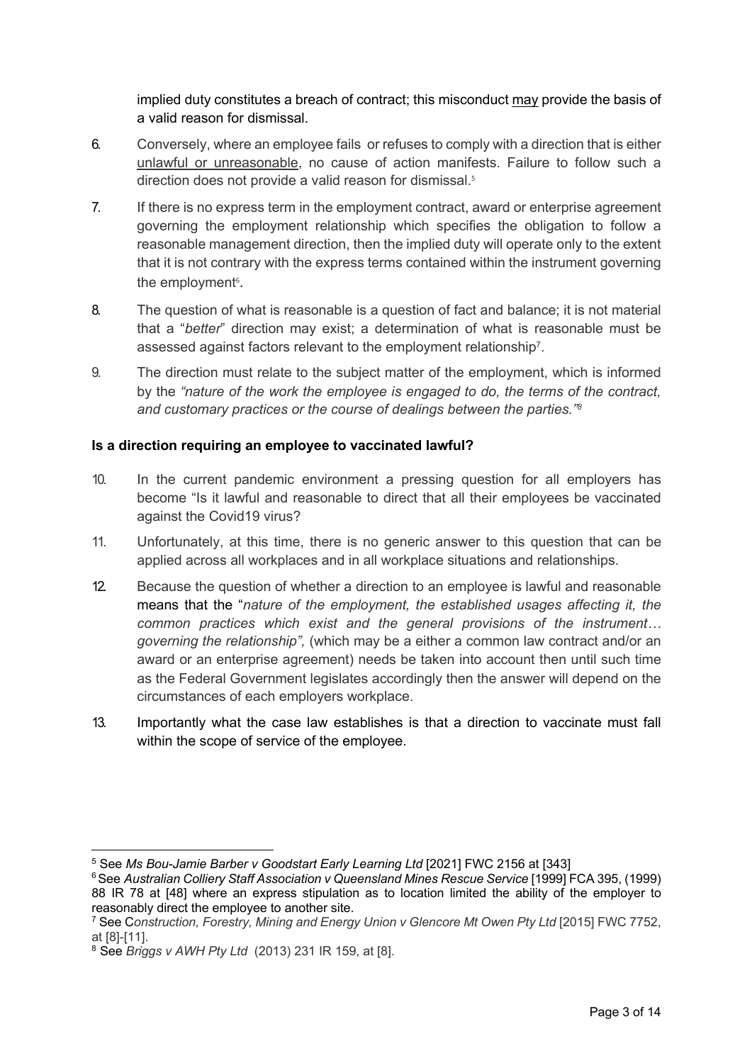implied duty constitutes a breach of contract; this misconduct <u>may</u> provide the basis of a valid reason for dismissal.

6. Conversely, where an employee fails or refuses to comply with a direction that is either <u>unlawful or unreasonable</u>, no cause of action manifests. Failure to follow such a direction does not provide a valid reason for dismissal.[5]

7. If there is no express term in the employment contract, award or enterprise agreement governing the employment relationship which specifies the obligation to follow a reasonable management direction, then the implied duty will operate only to the extent that it is not contrary with the express terms contained within the instrument governing the employment[6].

8. The question of what is reasonable is a question of fact and balance; it is not material that a "*better*" direction may exist; a determination of what is reasonable must be assessed against factors relevant to the employment relationship[7].

9. The direction must relate to the subject matter of the employment, which is informed by the *"nature of the work the employee is engaged to do, the terms of the contract, and customary practices or the course of dealings between the parties."*[8]

**Is a direction requiring an employee to vaccinated lawful?**

10. In the current pandemic environment a pressing question for all employers has become "Is it lawful and reasonable to direct that all their employees be vaccinated against the Covid19 virus?

11. Unfortunately, at this time, there is no generic answer to this question that can be applied across all workplaces and in all workplace situations and relationships.

12. Because the question of whether a direction to an employee is lawful and reasonable means that the "*nature of the employment, the established usages affecting it, the common practices which exist and the general provisions of the instrument… governing the relationship",* (which may be a either a common law contract and/or an award or an enterprise agreement) needs be taken into account then until such time as the Federal Government legislates accordingly then the answer will depend on the circumstances of each employers workplace.

13. Importantly what the case law establishes is that a direction to vaccinate must fall within the scope of service of the employee.

---

[5] See *Ms Bou-Jamie Barber v Goodstart Early Learning Ltd* [2021] FWC 2156 at [343]

[6] See *Australian Colliery Staff Association v Queensland Mines Rescue Service* [1999] FCA 395, (1999) 88 IR 78 at [48] where an express stipulation as to location limited the ability of the employer to reasonably direct the employee to another site.

[7] See C*onstruction, Forestry, Mining and Energy Union v Glencore Mt Owen Pty Ltd* [2015] FWC 7752, at [8]-[11].

[8] See *Briggs v AWH Pty Ltd* (2013) 231 IR 159, at [8].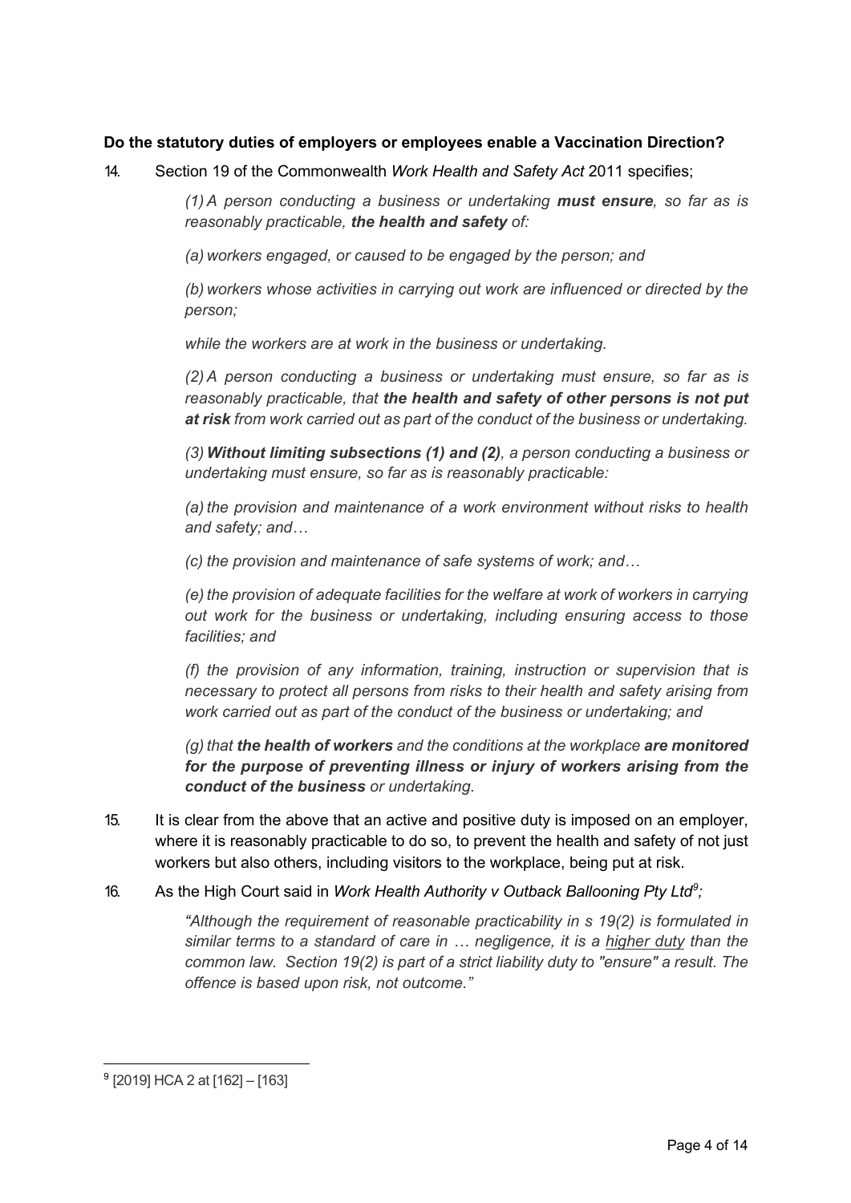**Do the statutory duties of employers or employees enable a Vaccination Direction?**

14. Section 19 of the Commonwealth *Work Health and Safety Act* 2011 specifies;

> *(1) A person conducting a business or undertaking* ***must ensure****, so far as is reasonably practicable,* ***the health and safety*** *of:*
>
> *(a) workers engaged, or caused to be engaged by the person; and*
>
> *(b) workers whose activities in carrying out work are influenced or directed by the person;*
>
> *while the workers are at work in the business or undertaking.*
>
> *(2) A person conducting a business or undertaking must ensure, so far as is reasonably practicable, that* ***the health and safety of other persons is not put at risk*** *from work carried out as part of the conduct of the business or undertaking.*
>
> *(3)* ***Without limiting subsections (1) and (2)****, a person conducting a business or undertaking must ensure, so far as is reasonably practicable:*
>
> *(a) the provision and maintenance of a work environment without risks to health and safety; and…*
>
> *(c) the provision and maintenance of safe systems of work; and…*
>
> *(e) the provision of adequate facilities for the welfare at work of workers in carrying out work for the business or undertaking, including ensuring access to those facilities; and*
>
> *(f) the provision of any information, training, instruction or supervision that is necessary to protect all persons from risks to their health and safety arising from work carried out as part of the conduct of the business or undertaking; and*
>
> *(g) that* ***the health of workers*** *and the conditions at the workplace* ***are monitored for the purpose of preventing illness or injury of workers arising from the conduct of the business*** *or undertaking.*

15. It is clear from the above that an active and positive duty is imposed on an employer, where it is reasonably practicable to do so, to prevent the health and safety of not just workers but also others, including visitors to the workplace, being put at risk.

16. As the High Court said in *Work Health Authority v Outback Ballooning Pty Ltd*[9]*;*

> *"Although the requirement of reasonable practicability in s 19(2) is formulated in similar terms to a standard of care in … negligence, it is a* <u>*higher duty*</u> *than the common law. Section 19(2) is part of a strict liability duty to "ensure" a result. The offence is based upon risk, not outcome."*

---

[9] [2019] HCA 2 at [162] – [163]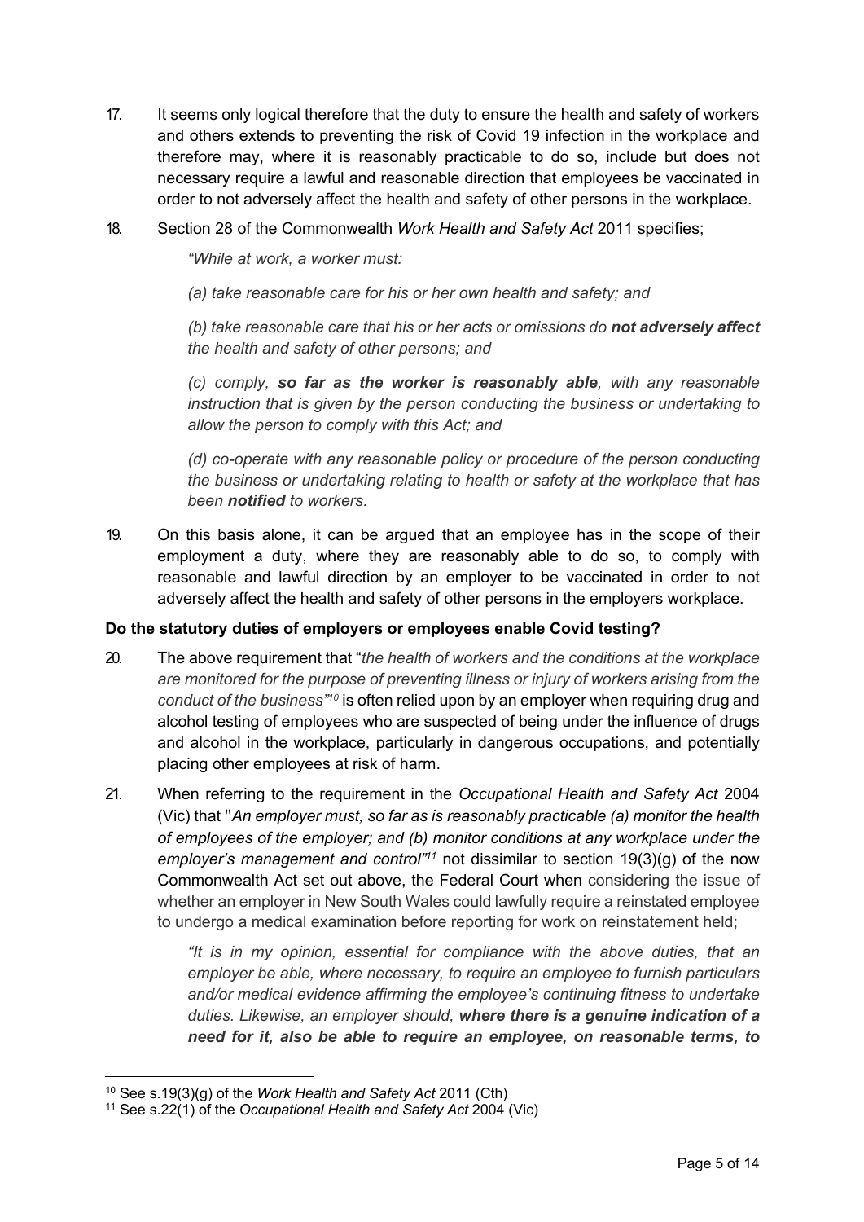17. It seems only logical therefore that the duty to ensure the health and safety of workers and others extends to preventing the risk of Covid 19 infection in the workplace and therefore may, where it is reasonably practicable to do so, include but does not necessary require a lawful and reasonable direction that employees be vaccinated in order to not adversely affect the health and safety of other persons in the workplace.

18. Section 28 of the Commonwealth *Work Health and Safety Act* 2011 specifies;

 *"While at work, a worker must:*

 *(a) take reasonable care for his or her own health and safety; and*

 *(b) take reasonable care that his or her acts or omissions do **not adversely affect** the health and safety of other persons; and*

 *(c) comply, **so far as the worker is reasonably able**, with any reasonable instruction that is given by the person conducting the business or undertaking to allow the person to comply with this Act; and*

 *(d) co-operate with any reasonable policy or procedure of the person conducting the business or undertaking relating to health or safety at the workplace that has been **notified** to workers.*

19. On this basis alone, it can be argued that an employee has in the scope of their employment a duty, where they are reasonably able to do so, to comply with reasonable and lawful direction by an employer to be vaccinated in order to not adversely affect the health and safety of other persons in the employers workplace.

**Do the statutory duties of employers or employees enable Covid testing?**

20. The above requirement that "*the health of workers and the conditions at the workplace are monitored for the purpose of preventing illness or injury of workers arising from the conduct of the business*"[10] is often relied upon by an employer when requiring drug and alcohol testing of employees who are suspected of being under the influence of drugs and alcohol in the workplace, particularly in dangerous occupations, and potentially placing other employees at risk of harm.

21. When referring to the requirement in the *Occupational Health and Safety Act* 2004 (Vic) that "*An employer must, so far as is reasonably practicable (a) monitor the health of employees of the employer; and (b) monitor conditions at any workplace under the employer's management and control*"[11] not dissimilar to section 19(3)(g) of the now Commonwealth Act set out above, the Federal Court when considering the issue of whether an employer in New South Wales could lawfully require a reinstated employee to undergo a medical examination before reporting for work on reinstatement held;

 *"It is in my opinion, essential for compliance with the above duties, that an employer be able, where necessary, to require an employee to furnish particulars and/or medical evidence affirming the employee's continuing fitness to undertake duties. Likewise, an employer should, **where there is a genuine indication of a need for it, also be able to require an employee, on reasonable terms, to***

[10] See s.19(3)(g) of the *Work Health and Safety Act* 2011 (Cth)

[11] See s.22(1) of the *Occupational Health and Safety Act* 2004 (Vic)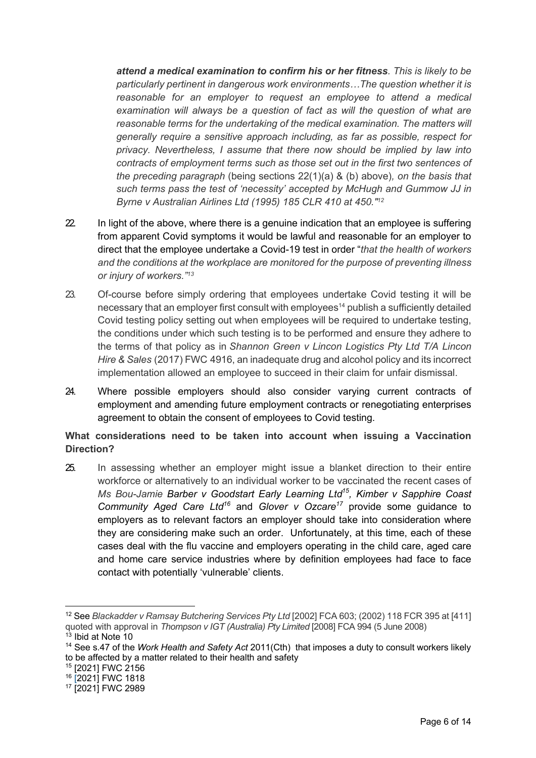> ***attend a medical examination to confirm his or her fitness**. This is likely to be particularly pertinent in dangerous work environments…The question whether it is reasonable for an employer to request an employee to attend a medical examination will always be a question of fact as will the question of what are reasonable terms for the undertaking of the medical examination. The matters will generally require a sensitive approach including, as far as possible, respect for privacy. Nevertheless, I assume that there now should be implied by law into contracts of employment terms such as those set out in the first two sentences of the preceding paragraph* (being sections 22(1)(a) & (b) above)*, on the basis that such terms pass the test of 'necessity' accepted by McHugh and Gummow JJ in Byrne v Australian Airlines Ltd (1995) 185 CLR 410 at 450."*[12]

22. In light of the above, where there is a genuine indication that an employee is suffering from apparent Covid symptoms it would be lawful and reasonable for an employer to direct that the employee undertake a Covid-19 test in order "*that the health of workers and the conditions at the workplace are monitored for the purpose of preventing illness or injury of workers."*[13]

23. Of-course before simply ordering that employees undertake Covid testing it will be necessary that an employer first consult with employees[14] publish a sufficiently detailed Covid testing policy setting out when employees will be required to undertake testing, the conditions under which such testing is to be performed and ensure they adhere to the terms of that policy as in *Shannon Green v Lincon Logistics Pty Ltd T/A Lincon Hire & Sales* (2017) FWC 4916, an inadequate drug and alcohol policy and its incorrect implementation allowed an employee to succeed in their claim for unfair dismissal.

24. Where possible employers should also consider varying current contracts of employment and amending future employment contracts or renegotiating enterprises agreement to obtain the consent of employees to Covid testing.

**What considerations need to be taken into account when issuing a Vaccination Direction?**

25. In assessing whether an employer might issue a blanket direction to their entire workforce or alternatively to an individual worker to be vaccinated the recent cases of *Ms Bou-Jamie* ***Barber v Goodstart Early Learning Ltd***[15]*, **Kimber v Sapphire Coast Community Aged Care Ltd***[16] and ***Glover v Ozcare***[17] provide some guidance to employers as to relevant factors an employer should take into consideration where they are considering make such an order. Unfortunately, at this time, each of these cases deal with the flu vaccine and employers operating in the child care, aged care and home care service industries where by definition employees had face to face contact with potentially 'vulnerable' clients.

---

[12] See *Blackadder v Ramsay Butchering Services Pty Ltd* [2002] FCA 603; (2002) 118 FCR 395 at [411] quoted with approval in *Thompson v IGT (Australia) Pty Limited* [2008] FCA 994 (5 June 2008)

[13] Ibid at Note 10

[14] See s.47 of the *Work Health and Safety Act* 2011(Cth) that imposes a duty to consult workers likely to be affected by a matter related to their health and safety

[15] [2021] FWC 2156

[16] [2021] FWC 1818

[17] [2021] FWC 2989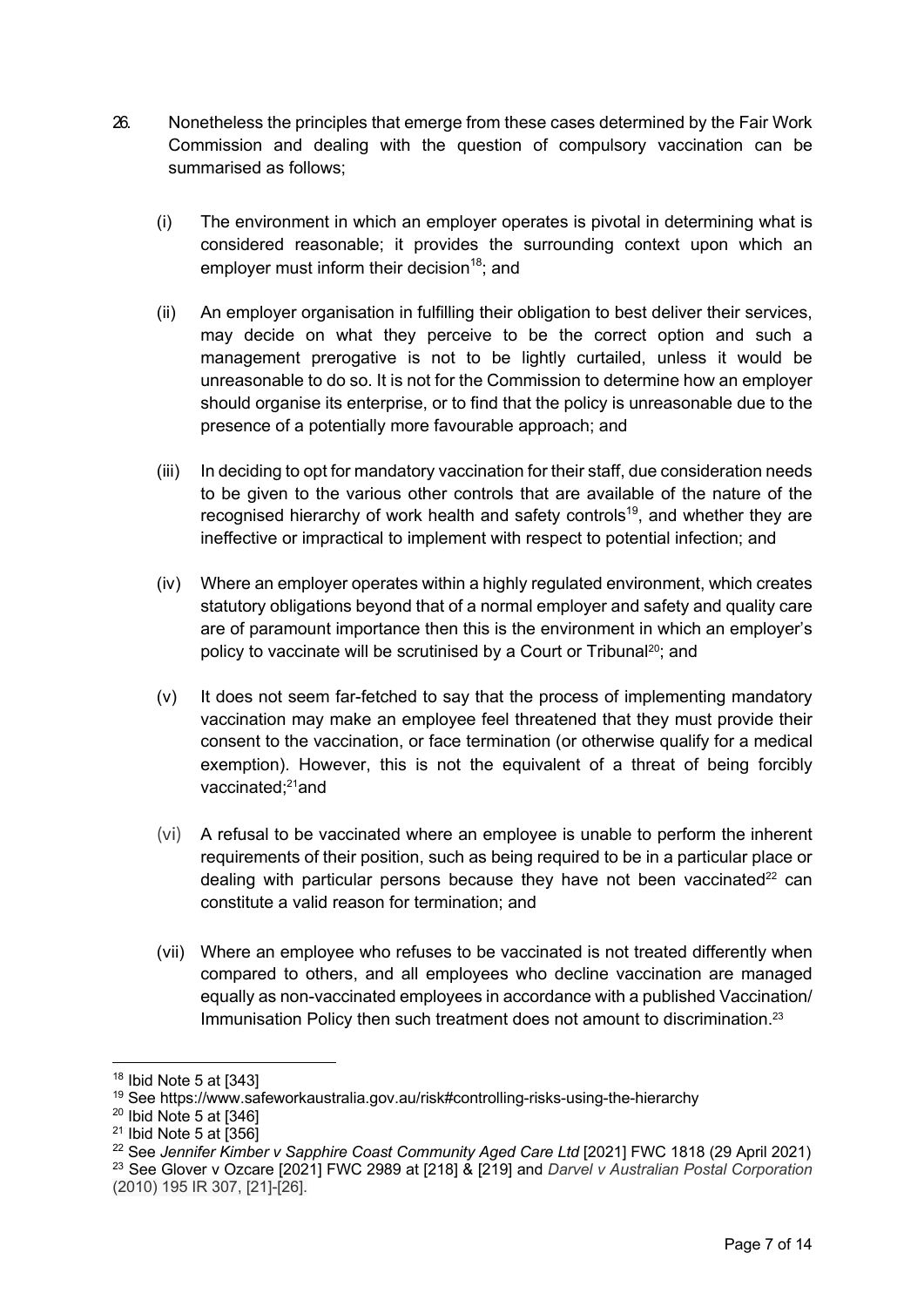26. Nonetheless the principles that emerge from these cases determined by the Fair Work Commission and dealing with the question of compulsory vaccination can be summarised as follows;

    (i) The environment in which an employer operates is pivotal in determining what is considered reasonable; it provides the surrounding context upon which an employer must inform their decision[18]; and

    (ii) An employer organisation in fulfilling their obligation to best deliver their services, may decide on what they perceive to be the correct option and such a management prerogative is not to be lightly curtailed, unless it would be unreasonable to do so. It is not for the Commission to determine how an employer should organise its enterprise, or to find that the policy is unreasonable due to the presence of a potentially more favourable approach; and

    (iii) In deciding to opt for mandatory vaccination for their staff, due consideration needs to be given to the various other controls that are available of the nature of the recognised hierarchy of work health and safety controls[19], and whether they are ineffective or impractical to implement with respect to potential infection; and

    (iv) Where an employer operates within a highly regulated environment, which creates statutory obligations beyond that of a normal employer and safety and quality care are of paramount importance then this is the environment in which an employer's policy to vaccinate will be scrutinised by a Court or Tribunal[20]; and

    (v) It does not seem far-fetched to say that the process of implementing mandatory vaccination may make an employee feel threatened that they must provide their consent to the vaccination, or face termination (or otherwise qualify for a medical exemption). However, this is not the equivalent of a threat of being forcibly vaccinated;[21]and

    (vi) A refusal to be vaccinated where an employee is unable to perform the inherent requirements of their position, such as being required to be in a particular place or dealing with particular persons because they have not been vaccinated[22] can constitute a valid reason for termination; and

    (vii) Where an employee who refuses to be vaccinated is not treated differently when compared to others, and all employees who decline vaccination are managed equally as non-vaccinated employees in accordance with a published Vaccination/ Immunisation Policy then such treatment does not amount to discrimination.[23]

---

[18] Ibid Note 5 at [343]

[19] See https://www.safeworkaustralia.gov.au/risk#controlling-risks-using-the-hierarchy

[20] Ibid Note 5 at [346]

[21] Ibid Note 5 at [356]

[22] See *Jennifer Kimber v Sapphire Coast Community Aged Care Ltd* [2021] FWC 1818 (29 April 2021)

[23] See Glover v Ozcare [2021] FWC 2989 at [218] & [219] and *Darvel v Australian Postal Corporation* (2010) 195 IR 307, [21]-[26].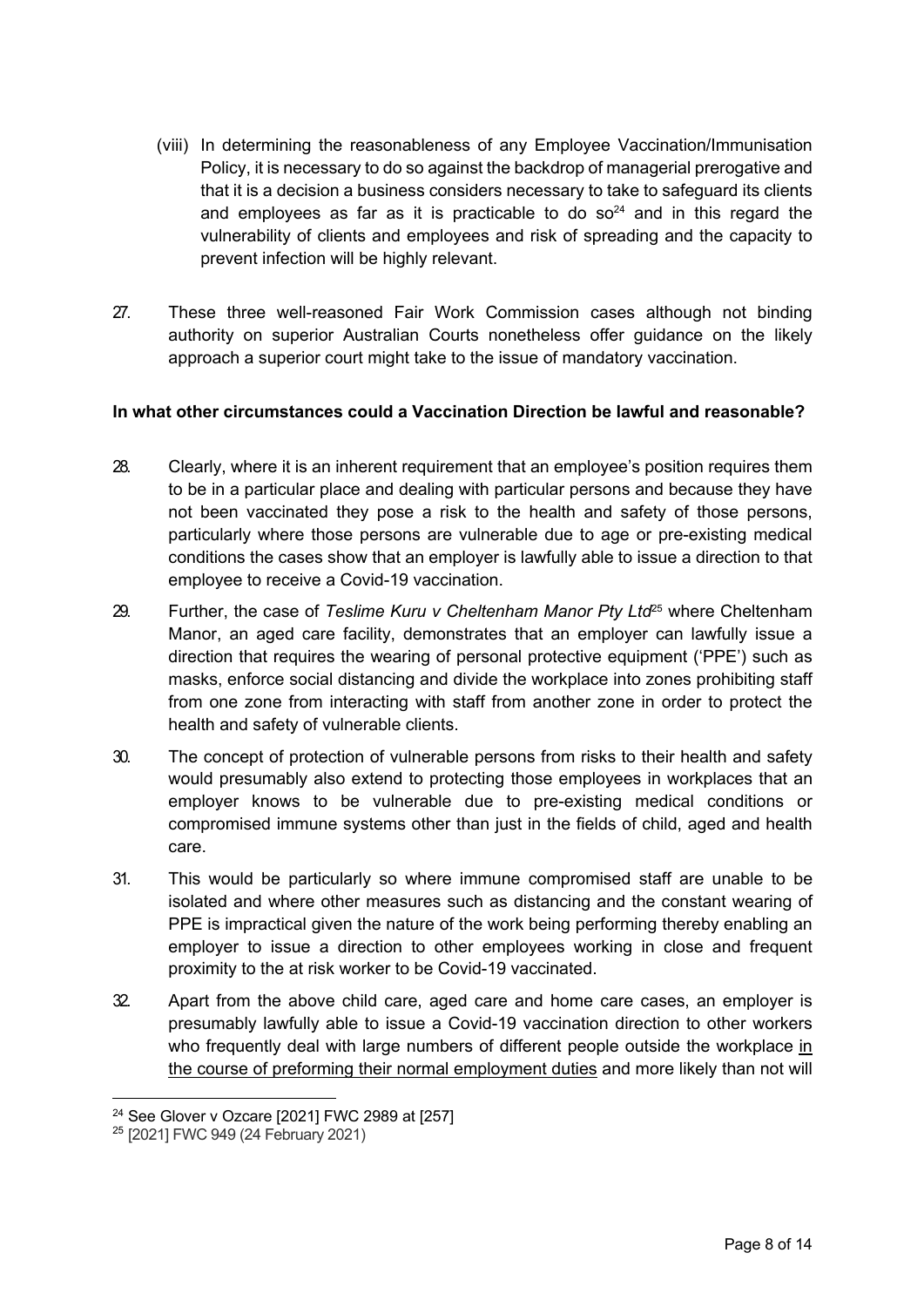(viii) In determining the reasonableness of any Employee Vaccination/Immunisation Policy, it is necessary to do so against the backdrop of managerial prerogative and that it is a decision a business considers necessary to take to safeguard its clients and employees as far as it is practicable to do so[24] and in this regard the vulnerability of clients and employees and risk of spreading and the capacity to prevent infection will be highly relevant.

27. These three well-reasoned Fair Work Commission cases although not binding authority on superior Australian Courts nonetheless offer guidance on the likely approach a superior court might take to the issue of mandatory vaccination.

**In what other circumstances could a Vaccination Direction be lawful and reasonable?**

28. Clearly, where it is an inherent requirement that an employee's position requires them to be in a particular place and dealing with particular persons and because they have not been vaccinated they pose a risk to the health and safety of those persons, particularly where those persons are vulnerable due to age or pre-existing medical conditions the cases show that an employer is lawfully able to issue a direction to that employee to receive a Covid-19 vaccination.

29. Further, the case of *Teslime Kuru v Cheltenham Manor Pty Ltd*[25] where Cheltenham Manor, an aged care facility, demonstrates that an employer can lawfully issue a direction that requires the wearing of personal protective equipment ('PPE') such as masks, enforce social distancing and divide the workplace into zones prohibiting staff from one zone from interacting with staff from another zone in order to protect the health and safety of vulnerable clients.

30. The concept of protection of vulnerable persons from risks to their health and safety would presumably also extend to protecting those employees in workplaces that an employer knows to be vulnerable due to pre-existing medical conditions or compromised immune systems other than just in the fields of child, aged and health care.

31. This would be particularly so where immune compromised staff are unable to be isolated and where other measures such as distancing and the constant wearing of PPE is impractical given the nature of the work being performing thereby enabling an employer to issue a direction to other employees working in close and frequent proximity to the at risk worker to be Covid-19 vaccinated.

32. Apart from the above child care, aged care and home care cases, an employer is presumably lawfully able to issue a Covid-19 vaccination direction to other workers who frequently deal with large numbers of different people outside the workplace <u>in the course of preforming their normal employment duties</u> and more likely than not will

---

[24] See Glover v Ozcare [2021] FWC 2989 at [257]

[25] [2021] FWC 949 (24 February 2021)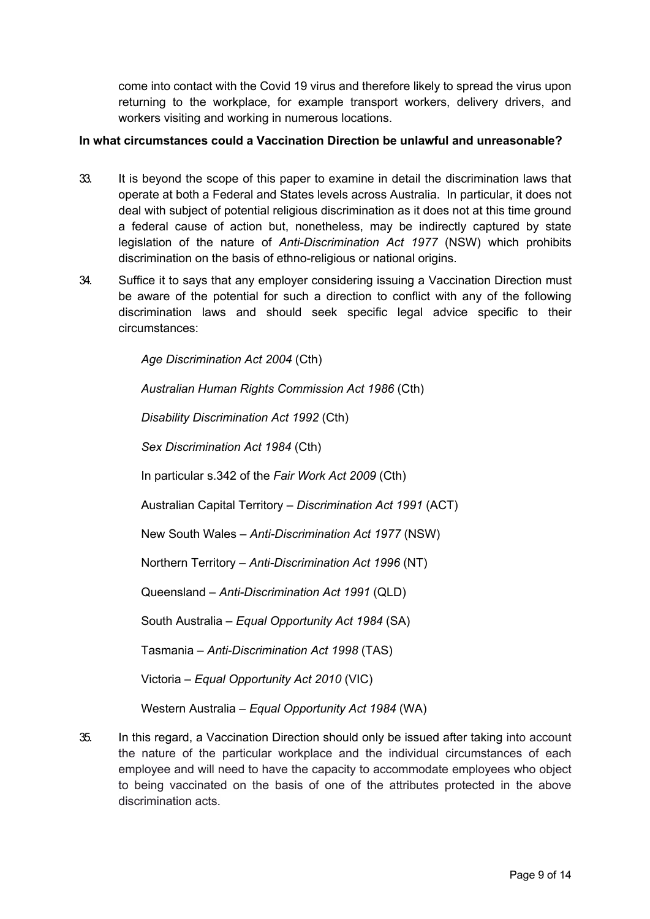come into contact with the Covid 19 virus and therefore likely to spread the virus upon returning to the workplace, for example transport workers, delivery drivers, and workers visiting and working in numerous locations.

**In what circumstances could a Vaccination Direction be unlawful and unreasonable?**

33. It is beyond the scope of this paper to examine in detail the discrimination laws that operate at both a Federal and States levels across Australia. In particular, it does not deal with subject of potential religious discrimination as it does not at this time ground a federal cause of action but, nonetheless, may be indirectly captured by state legislation of the nature of *Anti-Discrimination Act 1977* (NSW) which prohibits discrimination on the basis of ethno-religious or national origins.

34. Suffice it to says that any employer considering issuing a Vaccination Direction must be aware of the potential for such a direction to conflict with any of the following discrimination laws and should seek specific legal advice specific to their circumstances:

    *Age Discrimination Act 2004* (Cth)

    *Australian Human Rights Commission Act 1986* (Cth)

    *Disability Discrimination Act 1992* (Cth)

    *Sex Discrimination Act 1984* (Cth)

    In particular s.342 of the *Fair Work Act 2009* (Cth)

    Australian Capital Territory – *Discrimination Act 1991* (ACT)

    New South Wales – *Anti-Discrimination Act 1977* (NSW)

    Northern Territory – *Anti-Discrimination Act 1996* (NT)

    Queensland – *Anti-Discrimination Act 1991* (QLD)

    South Australia – *Equal Opportunity Act 1984* (SA)

    Tasmania – *Anti-Discrimination Act 1998* (TAS)

    Victoria – *Equal Opportunity Act 2010* (VIC)

    Western Australia – *Equal Opportunity Act 1984* (WA)

35. In this regard, a Vaccination Direction should only be issued after taking into account the nature of the particular workplace and the individual circumstances of each employee and will need to have the capacity to accommodate employees who object to being vaccinated on the basis of one of the attributes protected in the above discrimination acts.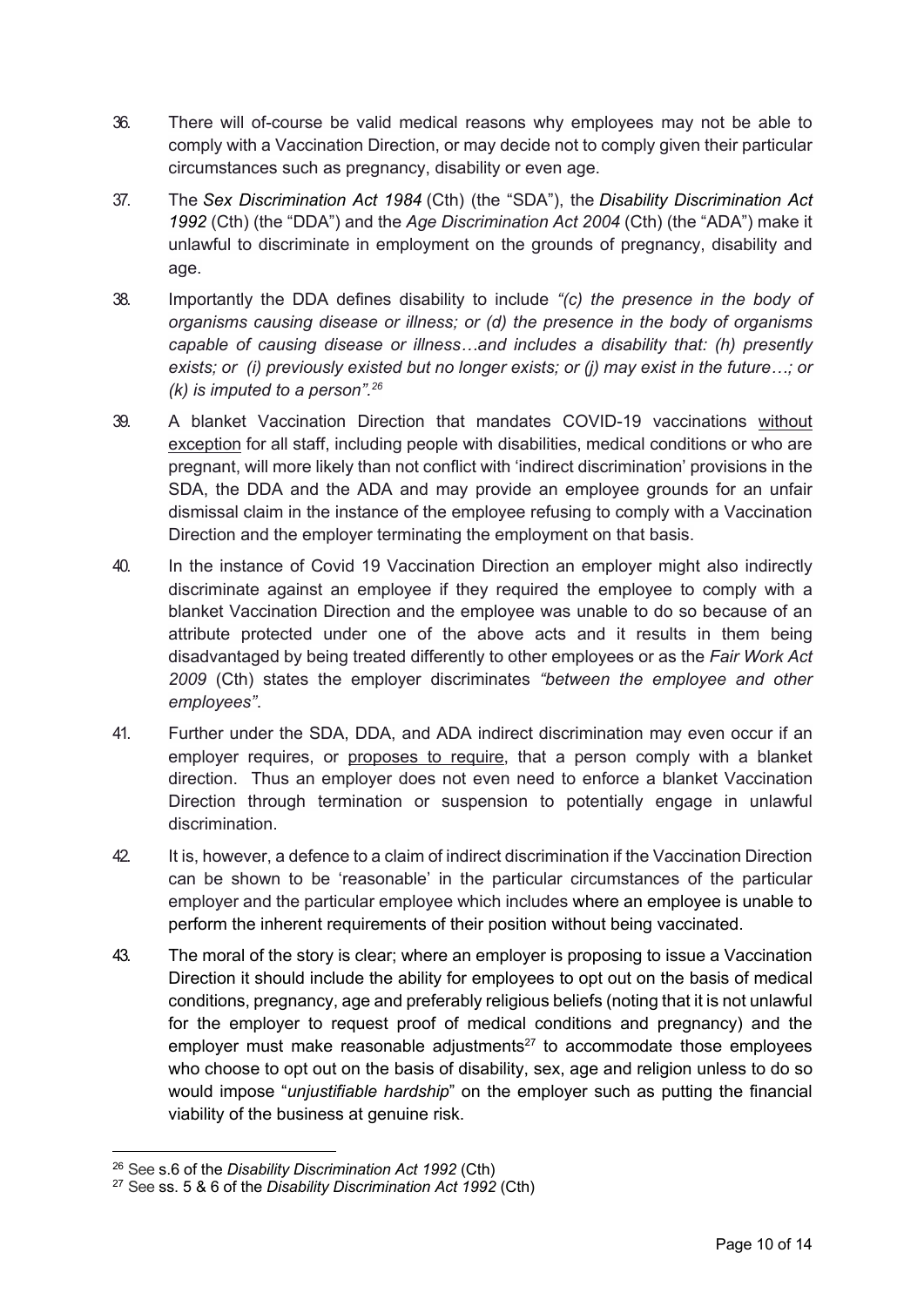36. There will of-course be valid medical reasons why employees may not be able to comply with a Vaccination Direction, or may decide not to comply given their particular circumstances such as pregnancy, disability or even age.

37. The *Sex Discrimination Act 1984* (Cth) (the "SDA"), the *Disability Discrimination Act 1992* (Cth) (the "DDA") and the *Age Discrimination Act 2004* (Cth) (the "ADA") make it unlawful to discriminate in employment on the grounds of pregnancy, disability and age.

38. Importantly the DDA defines disability to include *"(c) the presence in the body of organisms causing disease or illness; or (d) the presence in the body of organisms capable of causing disease or illness…and includes a disability that: (h) presently exists; or (i) previously existed but no longer exists; or (j) may exist in the future…; or (k) is imputed to a person".*[26]

39. A blanket Vaccination Direction that mandates COVID-19 vaccinations without exception for all staff, including people with disabilities, medical conditions or who are pregnant, will more likely than not conflict with 'indirect discrimination' provisions in the SDA, the DDA and the ADA and may provide an employee grounds for an unfair dismissal claim in the instance of the employee refusing to comply with a Vaccination Direction and the employer terminating the employment on that basis.

40. In the instance of Covid 19 Vaccination Direction an employer might also indirectly discriminate against an employee if they required the employee to comply with a blanket Vaccination Direction and the employee was unable to do so because of an attribute protected under one of the above acts and it results in them being disadvantaged by being treated differently to other employees or as the *Fair Work Act 2009* (Cth) states the employer discriminates *"between the employee and other employees"*.

41. Further under the SDA, DDA, and ADA indirect discrimination may even occur if an employer requires, or proposes to require, that a person comply with a blanket direction. Thus an employer does not even need to enforce a blanket Vaccination Direction through termination or suspension to potentially engage in unlawful discrimination.

42. It is, however, a defence to a claim of indirect discrimination if the Vaccination Direction can be shown to be 'reasonable' in the particular circumstances of the particular employer and the particular employee which includes where an employee is unable to perform the inherent requirements of their position without being vaccinated.

43. The moral of the story is clear; where an employer is proposing to issue a Vaccination Direction it should include the ability for employees to opt out on the basis of medical conditions, pregnancy, age and preferably religious beliefs (noting that it is not unlawful for the employer to request proof of medical conditions and pregnancy) and the employer must make reasonable adjustments[27] to accommodate those employees who choose to opt out on the basis of disability, sex, age and religion unless to do so would impose "*unjustifiable hardship*" on the employer such as putting the financial viability of the business at genuine risk.

---

[26] See s.6 of the *Disability Discrimination Act 1992* (Cth)

[27] See ss. 5 & 6 of the *Disability Discrimination Act 1992* (Cth)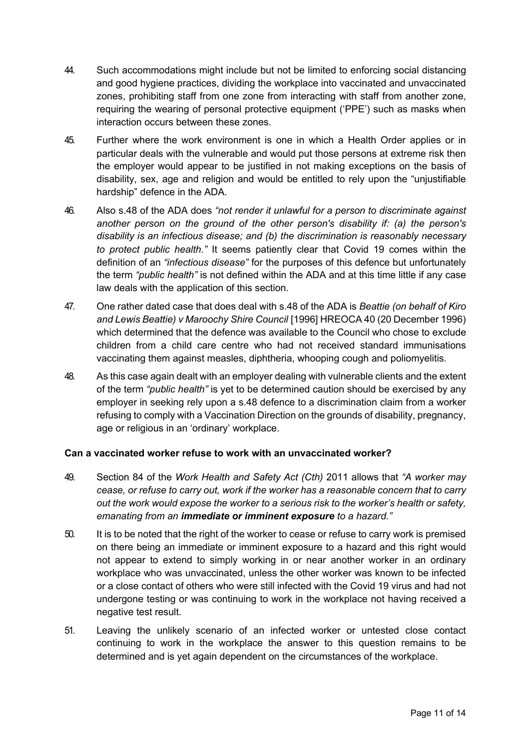44. Such accommodations might include but not be limited to enforcing social distancing and good hygiene practices, dividing the workplace into vaccinated and unvaccinated zones, prohibiting staff from one zone from interacting with staff from another zone, requiring the wearing of personal protective equipment ('PPE') such as masks when interaction occurs between these zones.

45. Further where the work environment is one in which a Health Order applies or in particular deals with the vulnerable and would put those persons at extreme risk then the employer would appear to be justified in not making exceptions on the basis of disability, sex, age and religion and would be entitled to rely upon the "unjustifiable hardship" defence in the ADA.

46. Also s.48 of the ADA does *"not render it unlawful for a person to discriminate against another person on the ground of the other person's disability if: (a) the person's disability is an infectious disease; and (b) the discrimination is reasonably necessary to protect public health."* It seems patiently clear that Covid 19 comes within the definition of an *"infectious disease"* for the purposes of this defence but unfortunately the term *"public health"* is not defined within the ADA and at this time little if any case law deals with the application of this section.

47. One rather dated case that does deal with s.48 of the ADA is *Beattie (on behalf of Kiro and Lewis Beattie) v Maroochy Shire Council* [1996] HREOCA 40 (20 December 1996) which determined that the defence was available to the Council who chose to exclude children from a child care centre who had not received standard immunisations vaccinating them against measles, diphtheria, whooping cough and poliomyelitis.

48. As this case again dealt with an employer dealing with vulnerable clients and the extent of the term *"public health"* is yet to be determined caution should be exercised by any employer in seeking rely upon a s.48 defence to a discrimination claim from a worker refusing to comply with a Vaccination Direction on the grounds of disability, pregnancy, age or religious in an 'ordinary' workplace.

**Can a vaccinated worker refuse to work with an unvaccinated worker?**

49. Section 84 of the *Work Health and Safety Act (Cth)* 2011 allows that *"A worker may cease, or refuse to carry out, work if the worker has a reasonable concern that to carry out the work would expose the worker to a serious risk to the worker's health or safety, emanating from an **immediate or imminent exposure** to a hazard."*

50. It is to be noted that the right of the worker to cease or refuse to carry work is premised on there being an immediate or imminent exposure to a hazard and this right would not appear to extend to simply working in or near another worker in an ordinary workplace who was unvaccinated, unless the other worker was known to be infected or a close contact of others who were still infected with the Covid 19 virus and had not undergone testing or was continuing to work in the workplace not having received a negative test result.

51. Leaving the unlikely scenario of an infected worker or untested close contact continuing to work in the workplace the answer to this question remains to be determined and is yet again dependent on the circumstances of the workplace.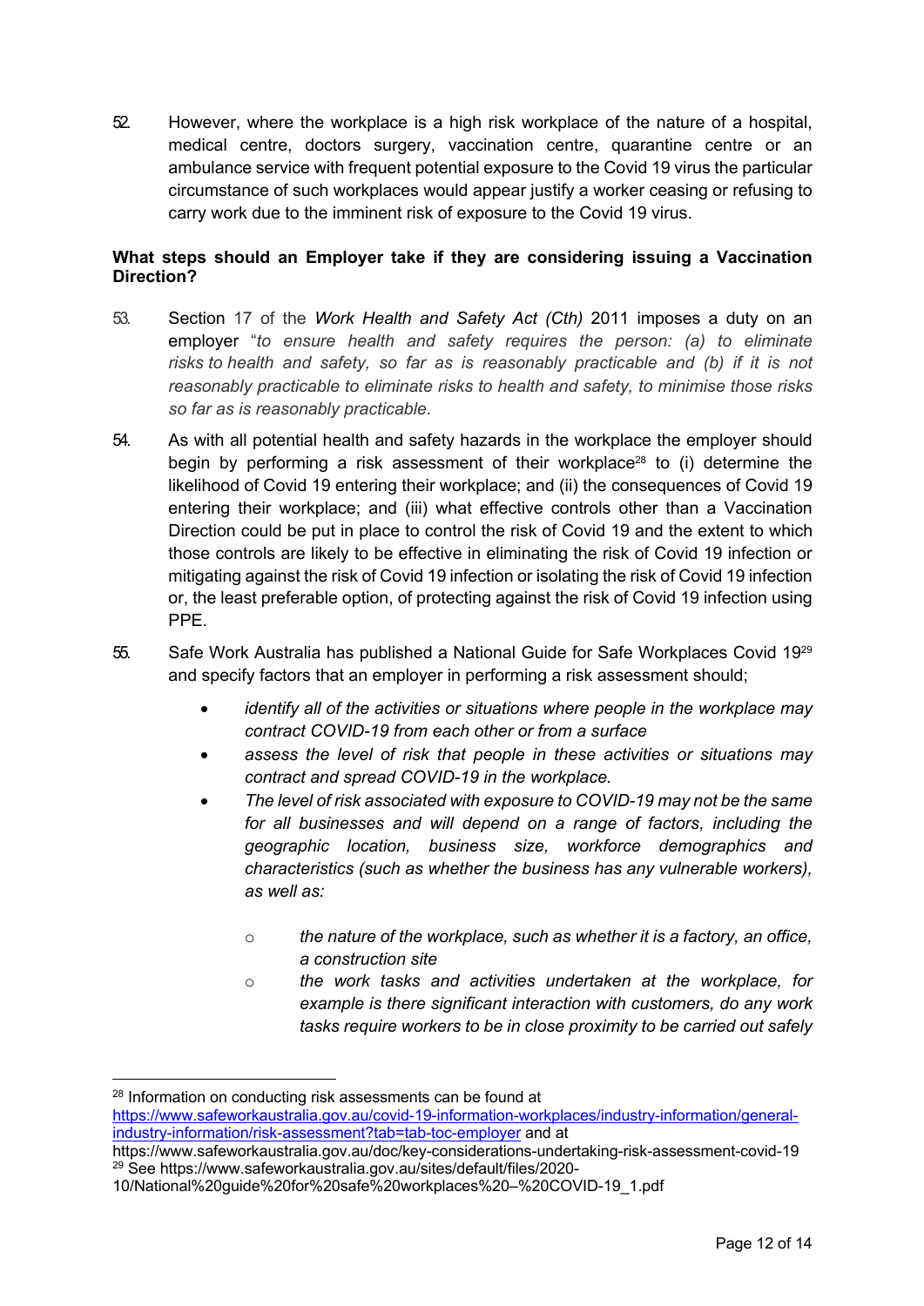52. However, where the workplace is a high risk workplace of the nature of a hospital, medical centre, doctors surgery, vaccination centre, quarantine centre or an ambulance service with frequent potential exposure to the Covid 19 virus the particular circumstance of such workplaces would appear justify a worker ceasing or refusing to carry work due to the imminent risk of exposure to the Covid 19 virus.

**What steps should an Employer take if they are considering issuing a Vaccination Direction?**

53. Section 17 of the *Work Health and Safety Act (Cth)* 2011 imposes a duty on an employer "*to ensure health and safety requires the person: (a) to eliminate risks to health and safety, so far as is reasonably practicable and (b) if it is not reasonably practicable to eliminate risks to health and safety, to minimise those risks so far as is reasonably practicable.*

54. As with all potential health and safety hazards in the workplace the employer should begin by performing a risk assessment of their workplace[28] to (i) determine the likelihood of Covid 19 entering their workplace; and (ii) the consequences of Covid 19 entering their workplace; and (iii) what effective controls other than a Vaccination Direction could be put in place to control the risk of Covid 19 and the extent to which those controls are likely to be effective in eliminating the risk of Covid 19 infection or mitigating against the risk of Covid 19 infection or isolating the risk of Covid 19 infection or, the least preferable option, of protecting against the risk of Covid 19 infection using PPE.

55. Safe Work Australia has published a National Guide for Safe Workplaces Covid 19[29] and specify factors that an employer in performing a risk assessment should;

- *identify all of the activities or situations where people in the workplace may contract COVID-19 from each other or from a surface*
- *assess the level of risk that people in these activities or situations may contract and spread COVID-19 in the workplace.*
- *The level of risk associated with exposure to COVID-19 may not be the same for all businesses and will depend on a range of factors, including the geographic location, business size, workforce demographics and characteristics (such as whether the business has any vulnerable workers), as well as:*
    - *the nature of the workplace, such as whether it is a factory, an office, a construction site*
    - *the work tasks and activities undertaken at the workplace, for example is there significant interaction with customers, do any work tasks require workers to be in close proximity to be carried out safely*

---

[28] Information on conducting risk assessments can be found at https://www.safeworkaustralia.gov.au/covid-19-information-workplaces/industry-information/general-industry-information/risk-assessment?tab=tab-toc-employer and at https://www.safeworkaustralia.gov.au/doc/key-considerations-undertaking-risk-assessment-covid-19

[29] See https://www.safeworkaustralia.gov.au/sites/default/files/2020-10/National%20guide%20for%20safe%20workplaces%20–%20COVID-19_1.pdf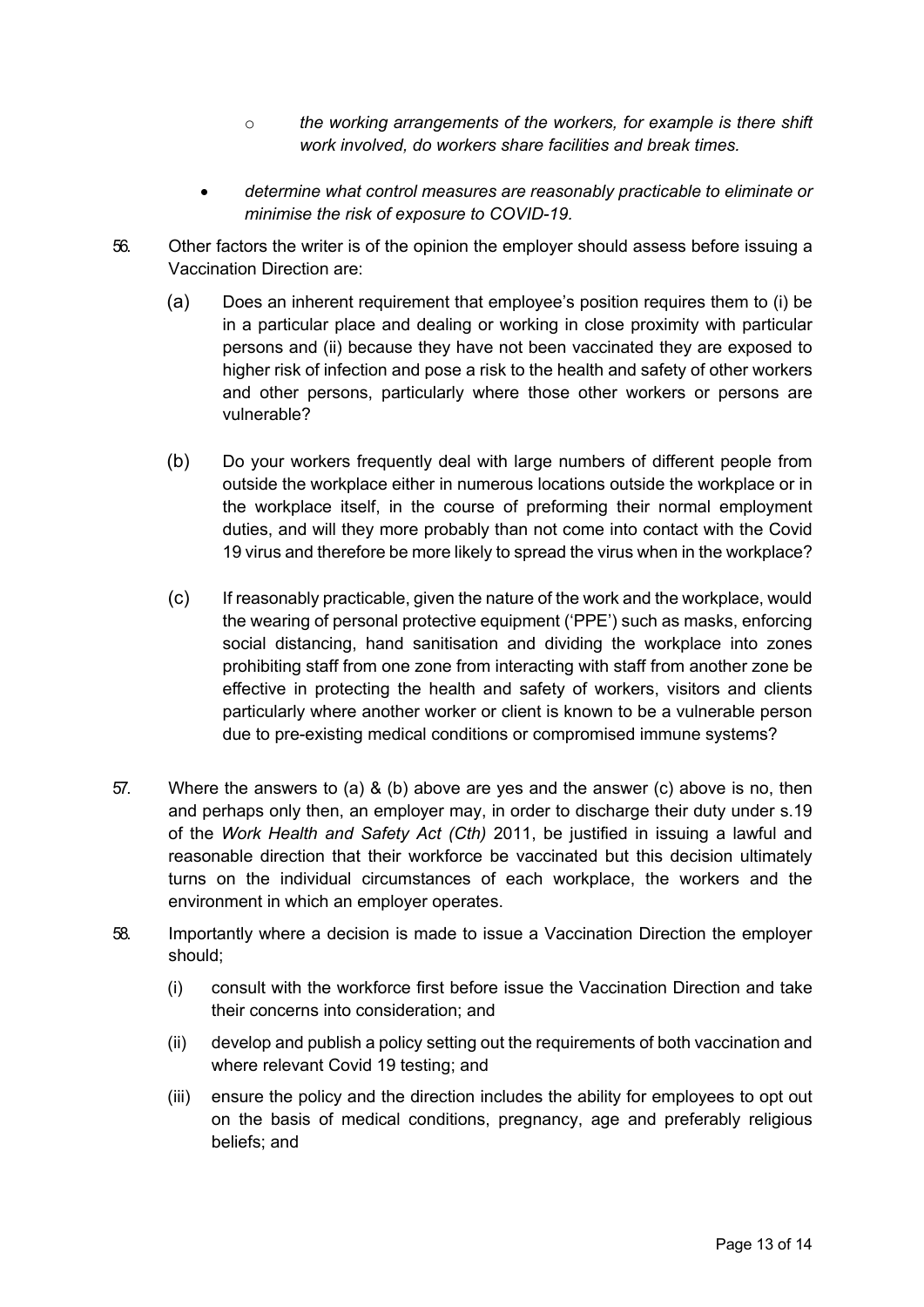- *the working arrangements of the workers, for example is there shift work involved, do workers share facilities and break times.*

- *determine what control measures are reasonably practicable to eliminate or minimise the risk of exposure to COVID-19*.

56. Other factors the writer is of the opinion the employer should assess before issuing a Vaccination Direction are:

    (a) Does an inherent requirement that employee's position requires them to (i) be in a particular place and dealing or working in close proximity with particular persons and (ii) because they have not been vaccinated they are exposed to higher risk of infection and pose a risk to the health and safety of other workers and other persons, particularly where those other workers or persons are vulnerable?

    (b) Do your workers frequently deal with large numbers of different people from outside the workplace either in numerous locations outside the workplace or in the workplace itself, in the course of preforming their normal employment duties, and will they more probably than not come into contact with the Covid 19 virus and therefore be more likely to spread the virus when in the workplace?

    (c) If reasonably practicable, given the nature of the work and the workplace, would the wearing of personal protective equipment ('PPE') such as masks, enforcing social distancing, hand sanitisation and dividing the workplace into zones prohibiting staff from one zone from interacting with staff from another zone be effective in protecting the health and safety of workers, visitors and clients particularly where another worker or client is known to be a vulnerable person due to pre-existing medical conditions or compromised immune systems?

57. Where the answers to (a) & (b) above are yes and the answer (c) above is no, then and perhaps only then, an employer may, in order to discharge their duty under s.19 of the *Work Health and Safety Act (Cth)* 2011, be justified in issuing a lawful and reasonable direction that their workforce be vaccinated but this decision ultimately turns on the individual circumstances of each workplace, the workers and the environment in which an employer operates.

58. Importantly where a decision is made to issue a Vaccination Direction the employer should;

    (i) consult with the workforce first before issue the Vaccination Direction and take their concerns into consideration; and

    (ii) develop and publish a policy setting out the requirements of both vaccination and where relevant Covid 19 testing; and

    (iii) ensure the policy and the direction includes the ability for employees to opt out on the basis of medical conditions, pregnancy, age and preferably religious beliefs; and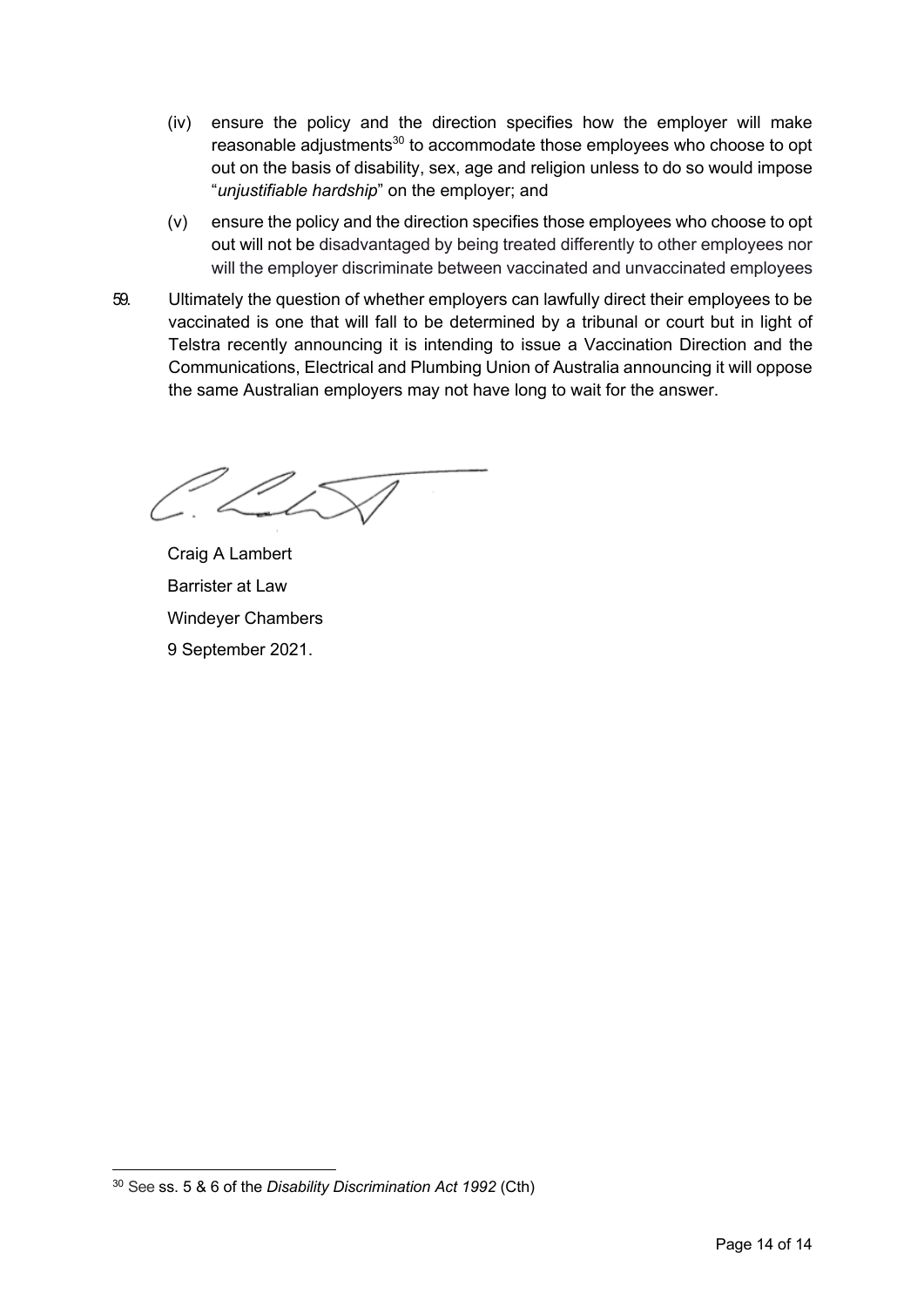(iv) ensure the policy and the direction specifies how the employer will make reasonable adjustments[30] to accommodate those employees who choose to opt out on the basis of disability, sex, age and religion unless to do so would impose "*unjustifiable hardship*" on the employer; and

(v) ensure the policy and the direction specifies those employees who choose to opt out will not be disadvantaged by being treated differently to other employees nor will the employer discriminate between vaccinated and unvaccinated employees

59. Ultimately the question of whether employers can lawfully direct their employees to be vaccinated is one that will fall to be determined by a tribunal or court but in light of Telstra recently announcing it is intending to issue a Vaccination Direction and the Communications, Electrical and Plumbing Union of Australia announcing it will oppose the same Australian employers may not have long to wait for the answer.

Craig A Lambert

Barrister at Law

Windeyer Chambers

9 September 2021.

[30] See ss. 5 & 6 of the *Disability Discrimination Act 1992* (Cth)